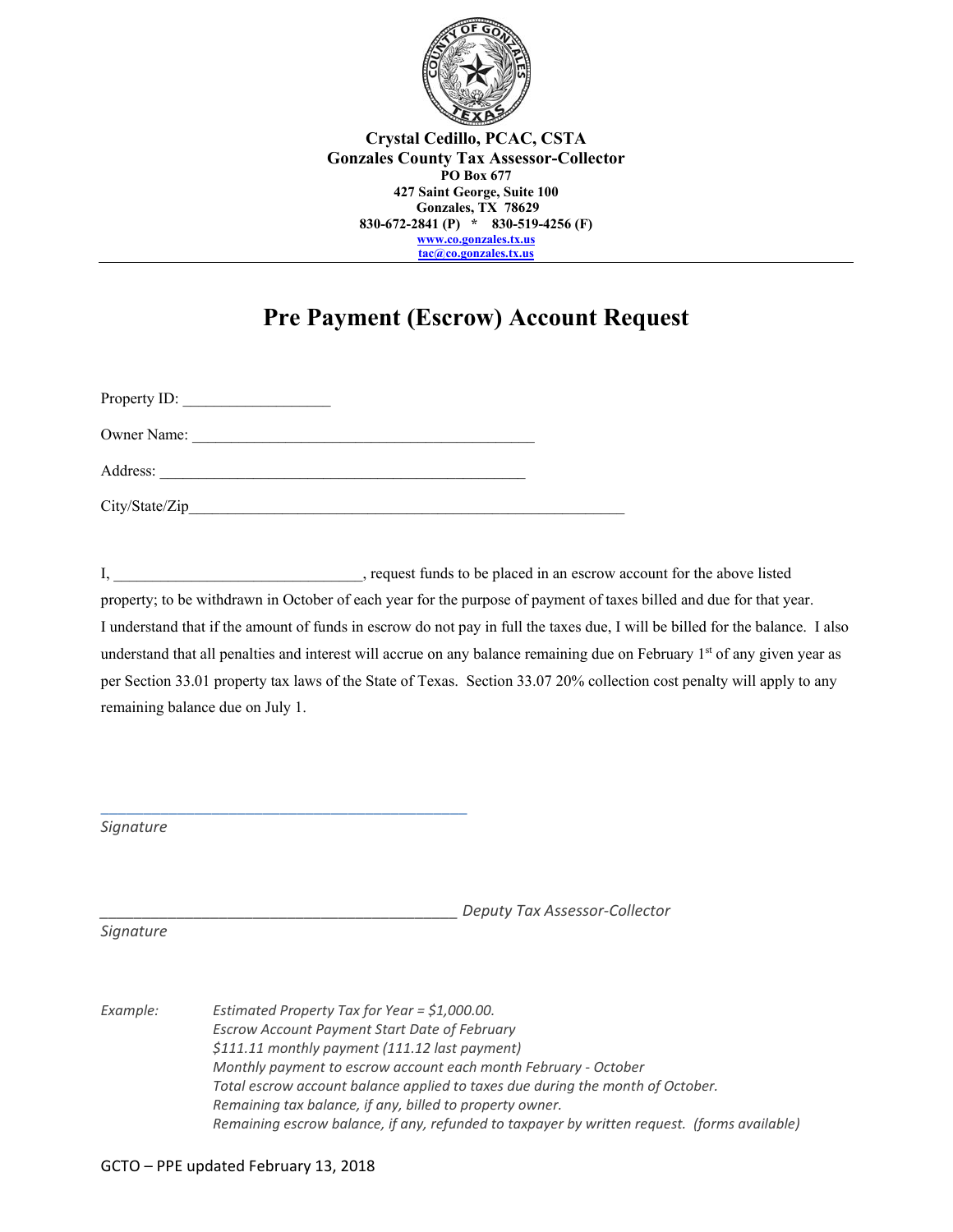**Crystal Cedillo, PCAC, CSTA**
**Gonzales County Tax Assessor-Collector**
**PO Box 677**
**427 Saint George, Suite 100**
**Gonzales, TX 78629**
**830-672-2841 (P) * 830-519-4256 (F)**
**www.co.gonzales.tx.us**
**tac@co.gonzales.tx.us**

---

# Pre Payment (Escrow) Account Request

Property ID: ___________________

Owner Name: ____________________________________________

Address: _______________________________________________

City/State/Zip________________________________________________________

I, _______________________________, request funds to be placed in an escrow account for the above listed property; to be withdrawn in October of each year for the purpose of payment of taxes billed and due for that year. I understand that if the amount of funds in escrow do not pay in full the taxes due, I will be billed for the balance. I also understand that all penalties and interest will accrue on any balance remaining due on February 1st of any given year as per Section 33.01 property tax laws of the State of Texas. Section 33.07 20% collection cost penalty will apply to any remaining balance due on July 1.

_______________________________________________
*Signature*

_______________________________________________ *Deputy Tax Assessor-Collector*
*Signature*

*Example:*
*Estimated Property Tax for Year = $1,000.00.*
*Escrow Account Payment Start Date of February*
*$111.11 monthly payment (111.12 last payment)*
*Monthly payment to escrow account each month February - October*
*Total escrow account balance applied to taxes due during the month of October.*
*Remaining tax balance, if any, billed to property owner.*
*Remaining escrow balance, if any, refunded to taxpayer by written request. (forms available)*

GCTO – PPE updated February 13, 2018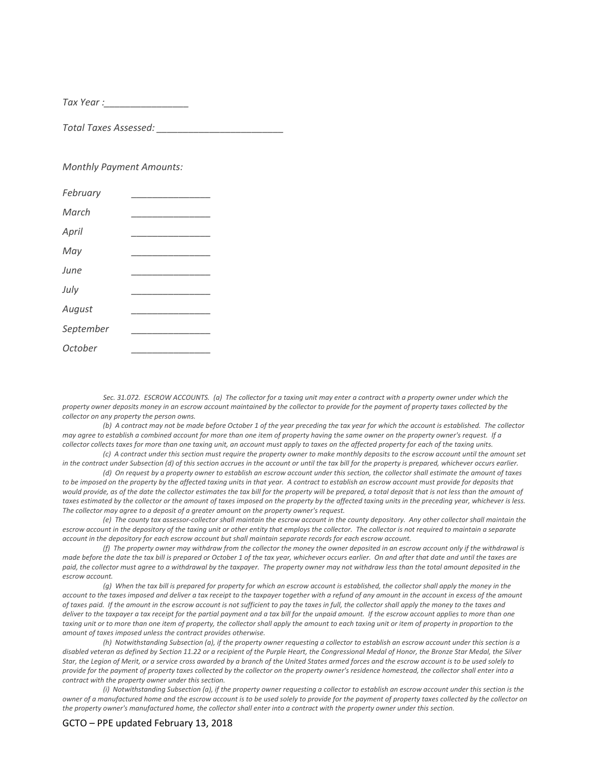*Tax Year :________________*

*Total Taxes Assessed: ________________________*

*Monthly Payment Amounts:*

| | |
|---|---|
| *February* | _______________ |
| *March* | _______________ |
| *April* | _______________ |
| *May* | _______________ |
| *June* | _______________ |
| *July* | _______________ |
| *August* | _______________ |
| *September* | _______________ |
| *October* | _______________ |

*Sec. 31.072. ESCROW ACCOUNTS. (a) The collector for a taxing unit may enter a contract with a property owner under which the property owner deposits money in an escrow account maintained by the collector to provide for the payment of property taxes collected by the collector on any property the person owns.*

*(b) A contract may not be made before October 1 of the year preceding the tax year for which the account is established. The collector may agree to establish a combined account for more than one item of property having the same owner on the property owner's request. If a collector collects taxes for more than one taxing unit, an account must apply to taxes on the affected property for each of the taxing units.*

*(c) A contract under this section must require the property owner to make monthly deposits to the escrow account until the amount set in the contract under Subsection (d) of this section accrues in the account or until the tax bill for the property is prepared, whichever occurs earlier.*

*(d) On request by a property owner to establish an escrow account under this section, the collector shall estimate the amount of taxes to be imposed on the property by the affected taxing units in that year. A contract to establish an escrow account must provide for deposits that would provide, as of the date the collector estimates the tax bill for the property will be prepared, a total deposit that is not less than the amount of taxes estimated by the collector or the amount of taxes imposed on the property by the affected taxing units in the preceding year, whichever is less. The collector may agree to a deposit of a greater amount on the property owner's request.*

*(e) The county tax assessor-collector shall maintain the escrow account in the county depository. Any other collector shall maintain the escrow account in the depository of the taxing unit or other entity that employs the collector. The collector is not required to maintain a separate account in the depository for each escrow account but shall maintain separate records for each escrow account.*

*(f) The property owner may withdraw from the collector the money the owner deposited in an escrow account only if the withdrawal is made before the date the tax bill is prepared or October 1 of the tax year, whichever occurs earlier. On and after that date and until the taxes are paid, the collector must agree to a withdrawal by the taxpayer. The property owner may not withdraw less than the total amount deposited in the escrow account.*

*(g) When the tax bill is prepared for property for which an escrow account is established, the collector shall apply the money in the account to the taxes imposed and deliver a tax receipt to the taxpayer together with a refund of any amount in the account in excess of the amount of taxes paid. If the amount in the escrow account is not sufficient to pay the taxes in full, the collector shall apply the money to the taxes and deliver to the taxpayer a tax receipt for the partial payment and a tax bill for the unpaid amount. If the escrow account applies to more than one taxing unit or to more than one item of property, the collector shall apply the amount to each taxing unit or item of property in proportion to the amount of taxes imposed unless the contract provides otherwise.*

*(h) Notwithstanding Subsection (a), if the property owner requesting a collector to establish an escrow account under this section is a disabled veteran as defined by Section 11.22 or a recipient of the Purple Heart, the Congressional Medal of Honor, the Bronze Star Medal, the Silver Star, the Legion of Merit, or a service cross awarded by a branch of the United States armed forces and the escrow account is to be used solely to provide for the payment of property taxes collected by the collector on the property owner's residence homestead, the collector shall enter into a contract with the property owner under this section.*

*(i) Notwithstanding Subsection (a), if the property owner requesting a collector to establish an escrow account under this section is the owner of a manufactured home and the escrow account is to be used solely to provide for the payment of property taxes collected by the collector on the property owner's manufactured home, the collector shall enter into a contract with the property owner under this section.*

GCTO – PPE updated February 13, 2018